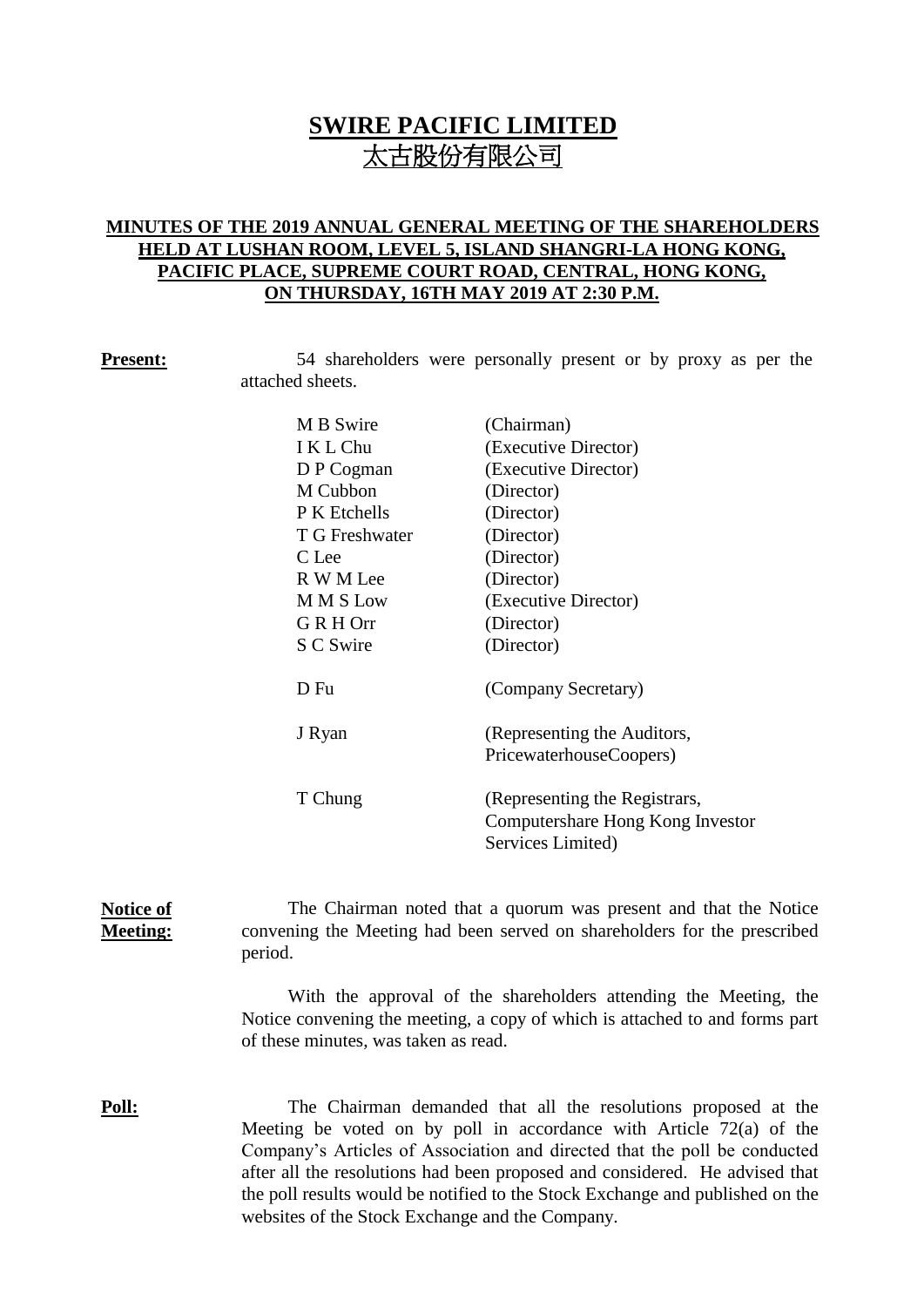# SWIRE PACIFIC LIMITED
# 太古股份有限公司

**MINUTES OF THE 2019 ANNUAL GENERAL MEETING OF THE SHAREHOLDERS HELD AT LUSHAN ROOM, LEVEL 5, ISLAND SHANGRI-LA HONG KONG, PACIFIC PLACE, SUPREME COURT ROAD, CENTRAL, HONG KONG, ON THURSDAY, 16TH MAY 2019 AT 2:30 P.M.**

**Present:** 54 shareholders were personally present or by proxy as per the attached sheets.

| | |
|---|---|
| M B Swire | (Chairman) |
| I K L Chu | (Executive Director) |
| D P Cogman | (Executive Director) |
| M Cubbon | (Director) |
| P K Etchells | (Director) |
| T G Freshwater | (Director) |
| C Lee | (Director) |
| R W M Lee | (Director) |
| M M S Low | (Executive Director) |
| G R H Orr | (Director) |
| S C Swire | (Director) |
| D Fu | (Company Secretary) |
| J Ryan | (Representing the Auditors, PricewaterhouseCoopers) |
| T Chung | (Representing the Registrars, Computershare Hong Kong Investor Services Limited) |

**Notice of Meeting:** The Chairman noted that a quorum was present and that the Notice convening the Meeting had been served on shareholders for the prescribed period.

With the approval of the shareholders attending the Meeting, the Notice convening the meeting, a copy of which is attached to and forms part of these minutes, was taken as read.

**Poll:** The Chairman demanded that all the resolutions proposed at the Meeting be voted on by poll in accordance with Article 72(a) of the Company's Articles of Association and directed that the poll be conducted after all the resolutions had been proposed and considered. He advised that the poll results would be notified to the Stock Exchange and published on the websites of the Stock Exchange and the Company.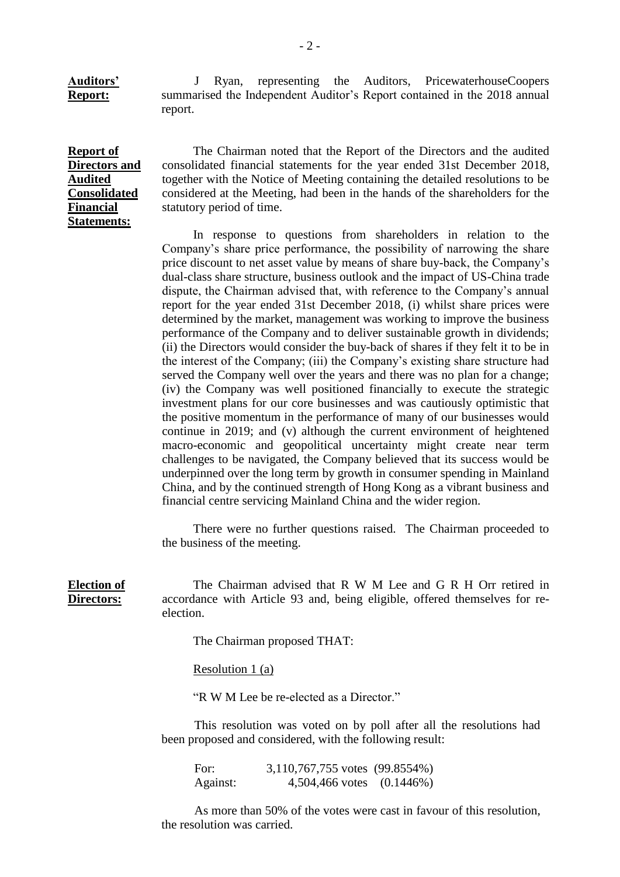**Auditors' Report:**

J Ryan, representing the Auditors, PricewaterhouseCoopers summarised the Independent Auditor's Report contained in the 2018 annual report.

**Report of Directors and Audited Consolidated Financial Statements:**

The Chairman noted that the Report of the Directors and the audited consolidated financial statements for the year ended 31st December 2018, together with the Notice of Meeting containing the detailed resolutions to be considered at the Meeting, had been in the hands of the shareholders for the statutory period of time.

In response to questions from shareholders in relation to the Company's share price performance, the possibility of narrowing the share price discount to net asset value by means of share buy-back, the Company's dual-class share structure, business outlook and the impact of US-China trade dispute, the Chairman advised that, with reference to the Company's annual report for the year ended 31st December 2018, (i) whilst share prices were determined by the market, management was working to improve the business performance of the Company and to deliver sustainable growth in dividends; (ii) the Directors would consider the buy-back of shares if they felt it to be in the interest of the Company; (iii) the Company's existing share structure had served the Company well over the years and there was no plan for a change; (iv) the Company was well positioned financially to execute the strategic investment plans for our core businesses and was cautiously optimistic that the positive momentum in the performance of many of our businesses would continue in 2019; and (v) although the current environment of heightened macro-economic and geopolitical uncertainty might create near term challenges to be navigated, the Company believed that its success would be underpinned over the long term by growth in consumer spending in Mainland China, and by the continued strength of Hong Kong as a vibrant business and financial centre servicing Mainland China and the wider region.

There were no further questions raised. The Chairman proceeded to the business of the meeting.

**Election of Directors:**

The Chairman advised that R W M Lee and G R H Orr retired in accordance with Article 93 and, being eligible, offered themselves for re-election.

The Chairman proposed THAT:

Resolution 1 (a)

"R W M Lee be re-elected as a Director."

This resolution was voted on by poll after all the resolutions had been proposed and considered, with the following result:

| | | |
|---|---|---|
| For: | 3,110,767,755 votes | (99.8554%) |
| Against: | 4,504,466 votes | (0.1446%) |

As more than 50% of the votes were cast in favour of this resolution, the resolution was carried.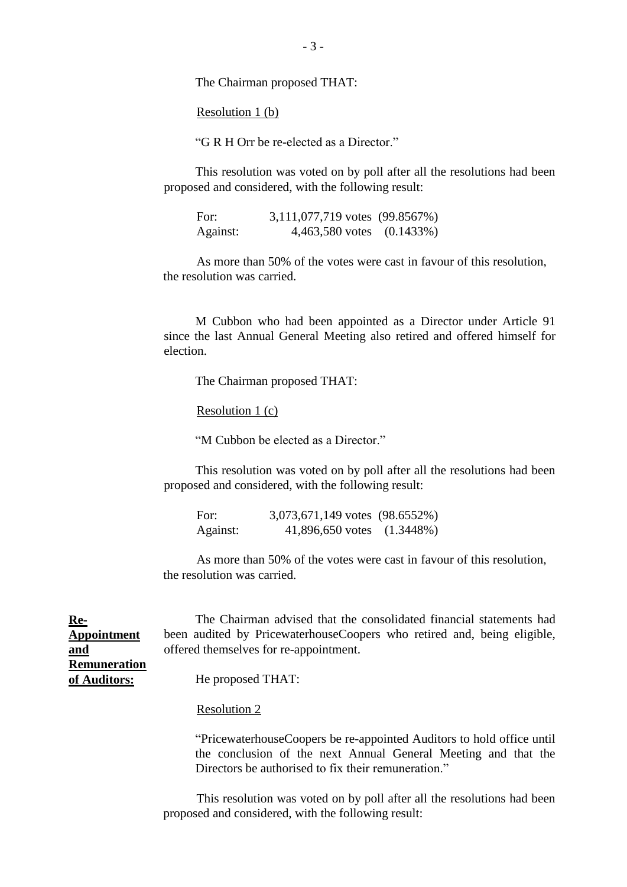The Chairman proposed THAT:

Resolution 1 (b)

"G R H Orr be re-elected as a Director."

This resolution was voted on by poll after all the resolutions had been proposed and considered, with the following result:

| | | |
|---|---|---|
| For: | 3,111,077,719 votes | (99.8567%) |
| Against: | 4,463,580 votes | (0.1433%) |

As more than 50% of the votes were cast in favour of this resolution, the resolution was carried.

M Cubbon who had been appointed as a Director under Article 91 since the last Annual General Meeting also retired and offered himself for election.

The Chairman proposed THAT:

Resolution 1 (c)

"M Cubbon be elected as a Director."

This resolution was voted on by poll after all the resolutions had been proposed and considered, with the following result:

| | | |
|---|---|---|
| For: | 3,073,671,149 votes | (98.6552%) |
| Against: | 41,896,650 votes | (1.3448%) |

As more than 50% of the votes were cast in favour of this resolution, the resolution was carried.

**Re-Appointment and Remuneration of Auditors:**

The Chairman advised that the consolidated financial statements had been audited by PricewaterhouseCoopers who retired and, being eligible, offered themselves for re-appointment.

He proposed THAT:

Resolution 2

"PricewaterhouseCoopers be re-appointed Auditors to hold office until the conclusion of the next Annual General Meeting and that the Directors be authorised to fix their remuneration."

This resolution was voted on by poll after all the resolutions had been proposed and considered, with the following result: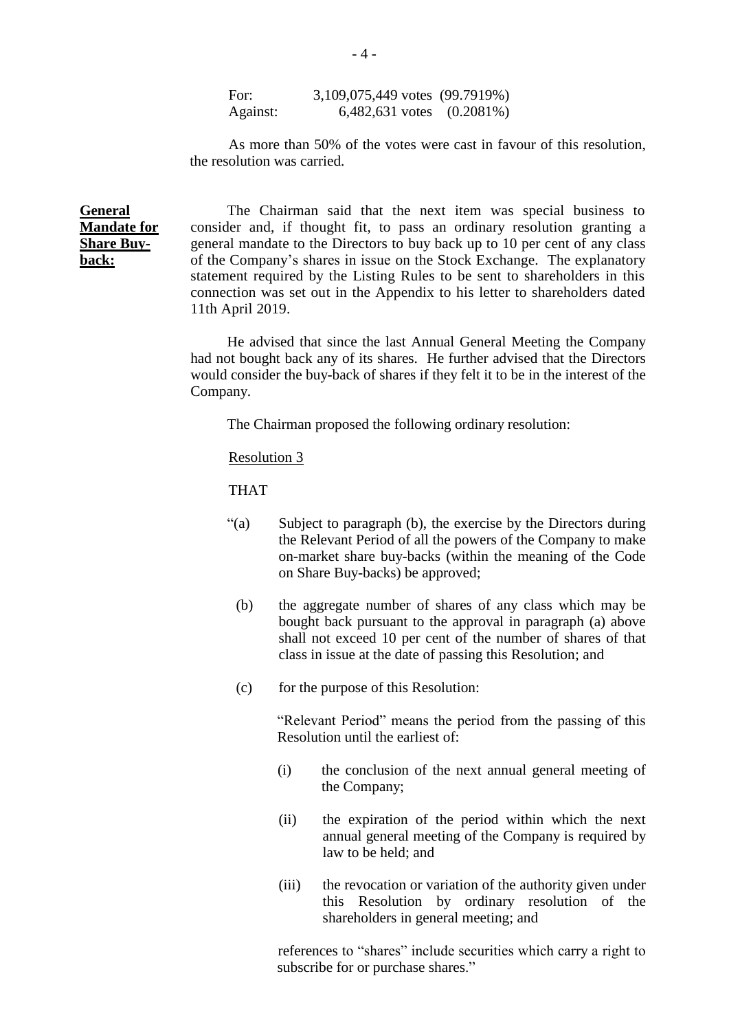| For: | 3,109,075,449 votes | (99.7919%) |
| --- | --- | --- |
| Against: | 6,482,631 votes | (0.2081%) |

As more than 50% of the votes were cast in favour of this resolution, the resolution was carried.

**General Mandate for Share Buy-back:**

The Chairman said that the next item was special business to consider and, if thought fit, to pass an ordinary resolution granting a general mandate to the Directors to buy back up to 10 per cent of any class of the Company's shares in issue on the Stock Exchange. The explanatory statement required by the Listing Rules to be sent to shareholders in this connection was set out in the Appendix to his letter to shareholders dated 11th April 2019.

He advised that since the last Annual General Meeting the Company had not bought back any of its shares. He further advised that the Directors would consider the buy-back of shares if they felt it to be in the interest of the Company.

The Chairman proposed the following ordinary resolution:

Resolution 3

THAT

"(a) Subject to paragraph (b), the exercise by the Directors during the Relevant Period of all the powers of the Company to make on-market share buy-backs (within the meaning of the Code on Share Buy-backs) be approved;

(b) the aggregate number of shares of any class which may be bought back pursuant to the approval in paragraph (a) above shall not exceed 10 per cent of the number of shares of that class in issue at the date of passing this Resolution; and

(c) for the purpose of this Resolution:

"Relevant Period" means the period from the passing of this Resolution until the earliest of:

(i) the conclusion of the next annual general meeting of the Company;

(ii) the expiration of the period within which the next annual general meeting of the Company is required by law to be held; and

(iii) the revocation or variation of the authority given under this Resolution by ordinary resolution of the shareholders in general meeting; and

references to "shares" include securities which carry a right to subscribe for or purchase shares."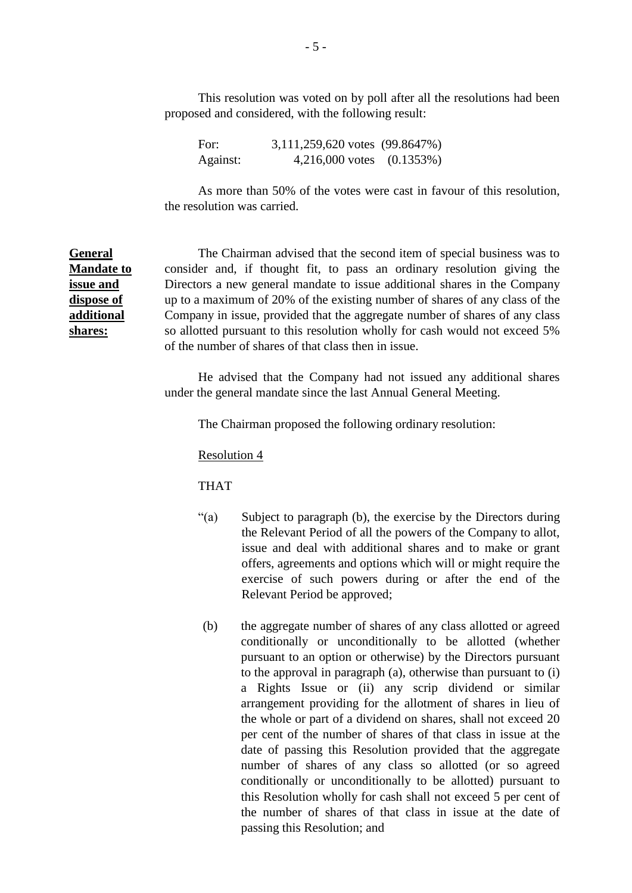This resolution was voted on by poll after all the resolutions had been proposed and considered, with the following result:

| | | |
|---|---|---|
| For: | 3,111,259,620 votes | (99.8647%) |
| Against: | 4,216,000 votes | (0.1353%) |

As more than 50% of the votes were cast in favour of this resolution, the resolution was carried.

**General Mandate to issue and dispose of additional shares:**

The Chairman advised that the second item of special business was to consider and, if thought fit, to pass an ordinary resolution giving the Directors a new general mandate to issue additional shares in the Company up to a maximum of 20% of the existing number of shares of any class of the Company in issue, provided that the aggregate number of shares of any class so allotted pursuant to this resolution wholly for cash would not exceed 5% of the number of shares of that class then in issue.

He advised that the Company had not issued any additional shares under the general mandate since the last Annual General Meeting.

The Chairman proposed the following ordinary resolution:

Resolution 4

THAT

"(a) Subject to paragraph (b), the exercise by the Directors during the Relevant Period of all the powers of the Company to allot, issue and deal with additional shares and to make or grant offers, agreements and options which will or might require the exercise of such powers during or after the end of the Relevant Period be approved;

(b) the aggregate number of shares of any class allotted or agreed conditionally or unconditionally to be allotted (whether pursuant to an option or otherwise) by the Directors pursuant to the approval in paragraph (a), otherwise than pursuant to (i) a Rights Issue or (ii) any scrip dividend or similar arrangement providing for the allotment of shares in lieu of the whole or part of a dividend on shares, shall not exceed 20 per cent of the number of shares of that class in issue at the date of passing this Resolution provided that the aggregate number of shares of any class so allotted (or so agreed conditionally or unconditionally to be allotted) pursuant to this Resolution wholly for cash shall not exceed 5 per cent of the number of shares of that class in issue at the date of passing this Resolution; and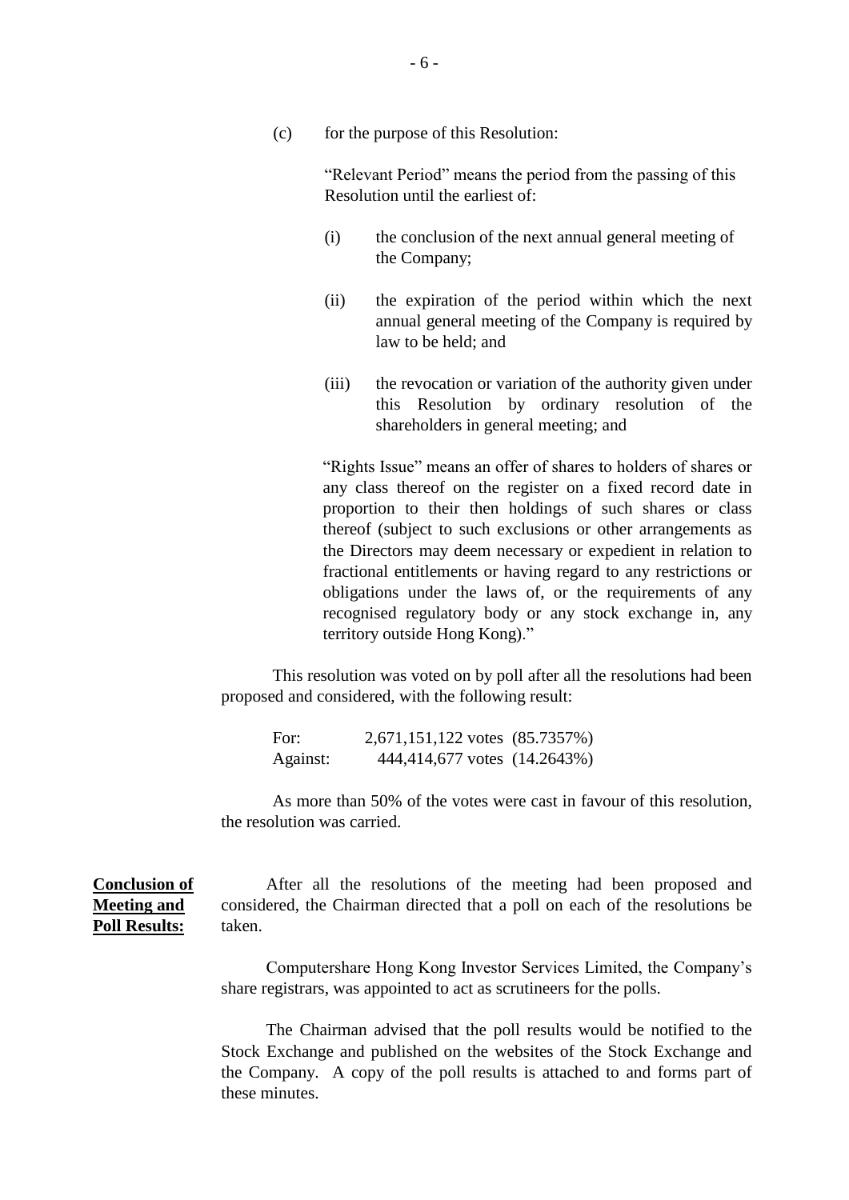(c) for the purpose of this Resolution:

"Relevant Period" means the period from the passing of this Resolution until the earliest of:

(i) the conclusion of the next annual general meeting of the Company;

(ii) the expiration of the period within which the next annual general meeting of the Company is required by law to be held; and

(iii) the revocation or variation of the authority given under this Resolution by ordinary resolution of the shareholders in general meeting; and

"Rights Issue" means an offer of shares to holders of shares or any class thereof on the register on a fixed record date in proportion to their then holdings of such shares or class thereof (subject to such exclusions or other arrangements as the Directors may deem necessary or expedient in relation to fractional entitlements or having regard to any restrictions or obligations under the laws of, or the requirements of any recognised regulatory body or any stock exchange in, any territory outside Hong Kong)."

This resolution was voted on by poll after all the resolutions had been proposed and considered, with the following result:

| | | |
|---|---|---|
| For: | 2,671,151,122 votes | (85.7357%) |
| Against: | 444,414,677 votes | (14.2643%) |

As more than 50% of the votes were cast in favour of this resolution, the resolution was carried.

**Conclusion of Meeting and Poll Results:**

After all the resolutions of the meeting had been proposed and considered, the Chairman directed that a poll on each of the resolutions be taken.

Computershare Hong Kong Investor Services Limited, the Company's share registrars, was appointed to act as scrutineers for the polls.

The Chairman advised that the poll results would be notified to the Stock Exchange and published on the websites of the Stock Exchange and the Company. A copy of the poll results is attached to and forms part of these minutes.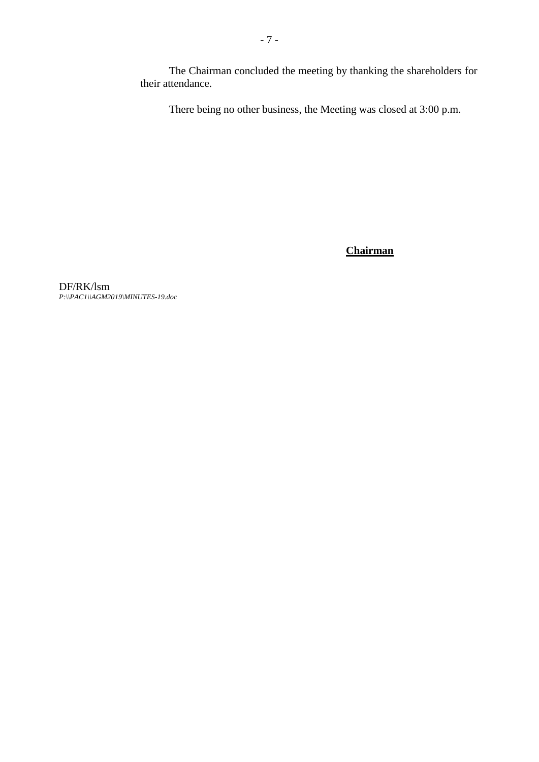The Chairman concluded the meeting by thanking the shareholders for their attendance.

There being no other business, the Meeting was closed at 3:00 p.m.

**Chairman**

DF/RK/lsm
*P:\\PAC1\\AGM2019\MINUTES-19.doc*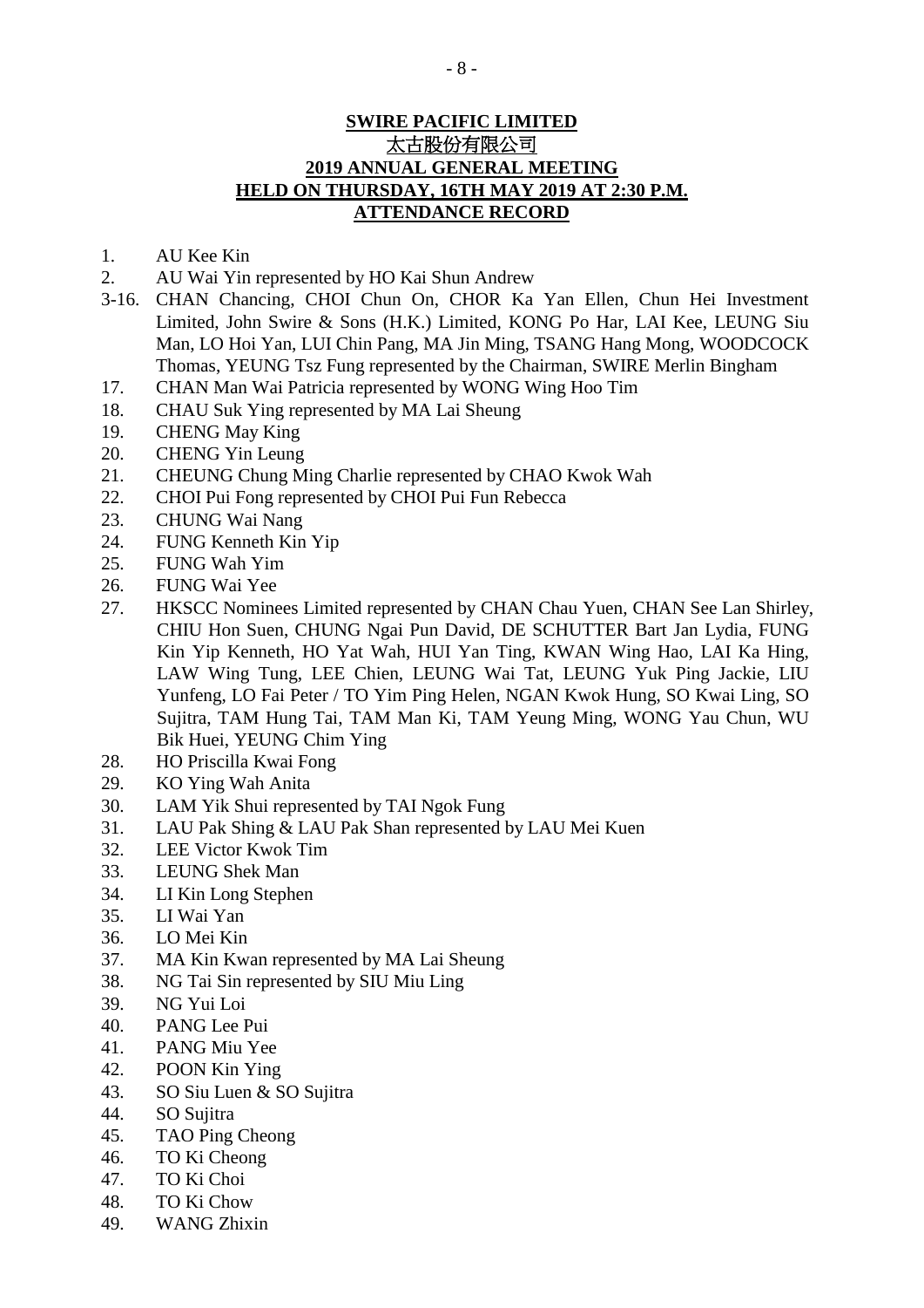**SWIRE PACIFIC LIMITED**

**太古股份有限公司**

**2019 ANNUAL GENERAL MEETING**

**HELD ON THURSDAY, 16TH MAY 2019 AT 2:30 P.M.**

**ATTENDANCE RECORD**

1. AU Kee Kin
2. AU Wai Yin represented by HO Kai Shun Andrew

3-16. CHAN Chancing, CHOI Chun On, CHOR Ka Yan Ellen, Chun Hei Investment Limited, John Swire & Sons (H.K.) Limited, KONG Po Har, LAI Kee, LEUNG Siu Man, LO Hoi Yan, LUI Chin Pang, MA Jin Ming, TSANG Hang Mong, WOODCOCK Thomas, YEUNG Tsz Fung represented by the Chairman, SWIRE Merlin Bingham

17. CHAN Man Wai Patricia represented by WONG Wing Hoo Tim
18. CHAU Suk Ying represented by MA Lai Sheung
19. CHENG May King
20. CHENG Yin Leung
21. CHEUNG Chung Ming Charlie represented by CHAO Kwok Wah
22. CHOI Pui Fong represented by CHOI Pui Fun Rebecca
23. CHUNG Wai Nang
24. FUNG Kenneth Kin Yip
25. FUNG Wah Yim
26. FUNG Wai Yee
27. HKSCC Nominees Limited represented by CHAN Chau Yuen, CHAN See Lan Shirley, CHIU Hon Suen, CHUNG Ngai Pun David, DE SCHUTTER Bart Jan Lydia, FUNG Kin Yip Kenneth, HO Yat Wah, HUI Yan Ting, KWAN Wing Hao, LAI Ka Hing, LAW Wing Tung, LEE Chien, LEUNG Wai Tat, LEUNG Yuk Ping Jackie, LIU Yunfeng, LO Fai Peter / TO Yim Ping Helen, NGAN Kwok Hung, SO Kwai Ling, SO Sujitra, TAM Hung Tai, TAM Man Ki, TAM Yeung Ming, WONG Yau Chun, WU Bik Huei, YEUNG Chim Ying
28. HO Priscilla Kwai Fong
29. KO Ying Wah Anita
30. LAM Yik Shui represented by TAI Ngok Fung
31. LAU Pak Shing & LAU Pak Shan represented by LAU Mei Kuen
32. LEE Victor Kwok Tim
33. LEUNG Shek Man
34. LI Kin Long Stephen
35. LI Wai Yan
36. LO Mei Kin
37. MA Kin Kwan represented by MA Lai Sheung
38. NG Tai Sin represented by SIU Miu Ling
39. NG Yui Loi
40. PANG Lee Pui
41. PANG Miu Yee
42. POON Kin Ying
43. SO Siu Luen & SO Sujitra
44. SO Sujitra
45. TAO Ping Cheong
46. TO Ki Cheong
47. TO Ki Choi
48. TO Ki Chow
49. WANG Zhixin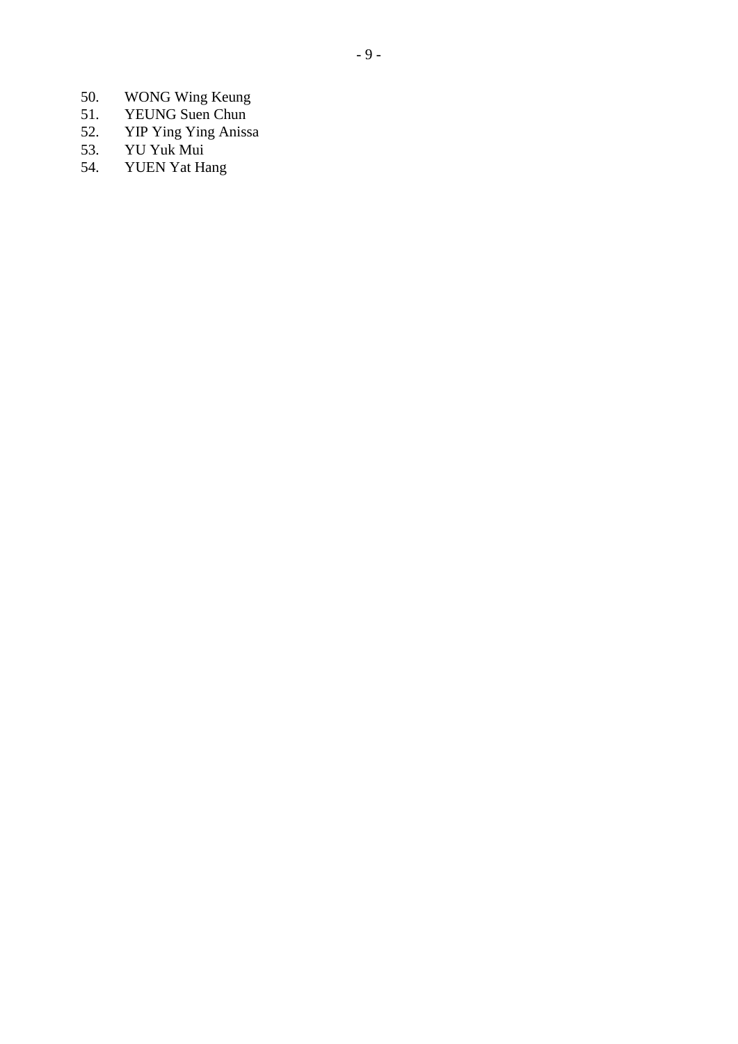50. WONG Wing Keung
51. YEUNG Suen Chun
52. YIP Ying Ying Anissa
53. YU Yuk Mui
54. YUEN Yat Hang